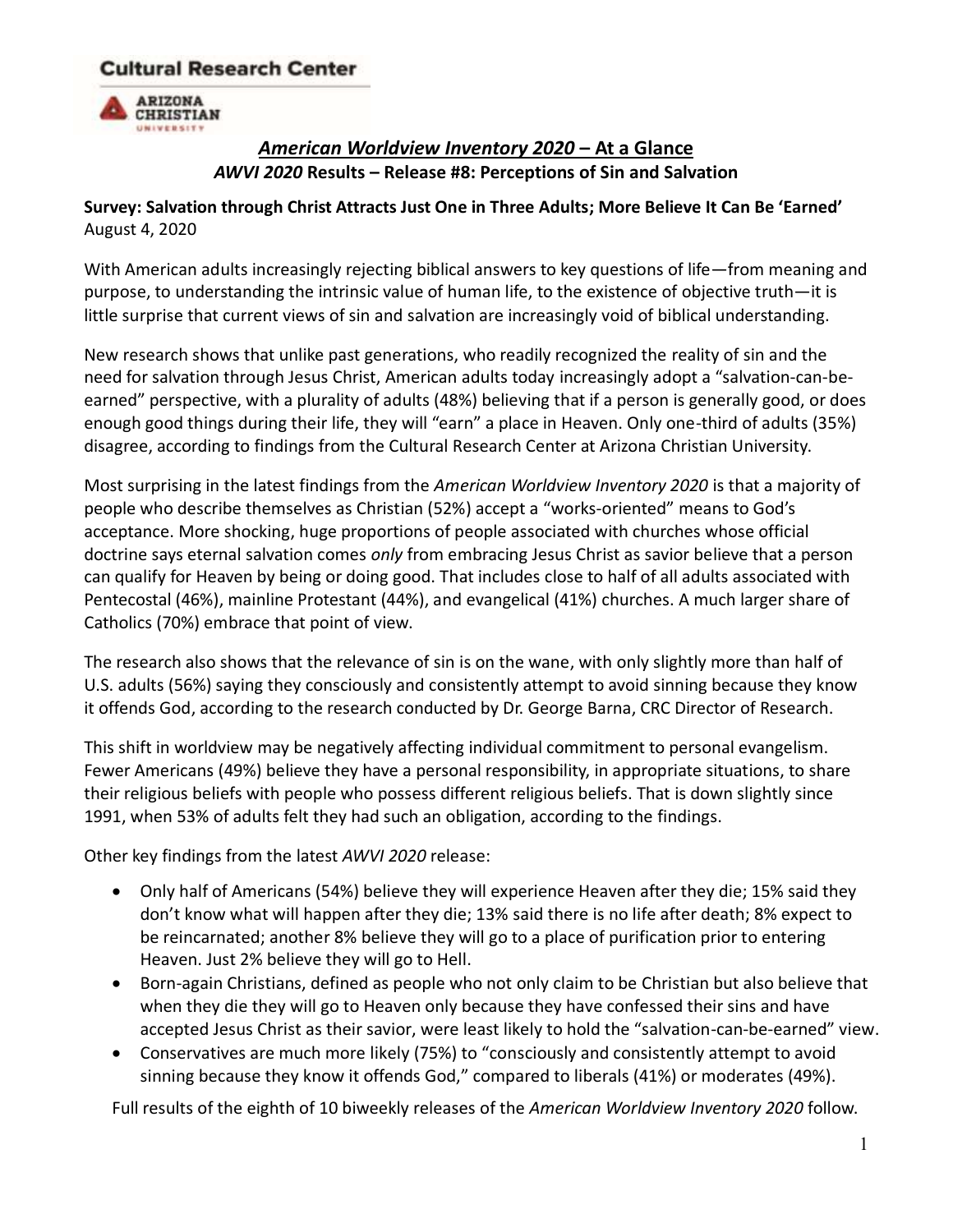**Cultural Research Center**

**ARIZONA CHRISTIAN UNIVERSITY**

# *American Worldview Inventory 2020* – At a Glance

## *AWVI 2020* Results – Release #8: Perceptions of Sin and Salvation

**Survey: Salvation through Christ Attracts Just One in Three Adults; More Believe It Can Be 'Earned'**
August 4, 2020

With American adults increasingly rejecting biblical answers to key questions of life—from meaning and purpose, to understanding the intrinsic value of human life, to the existence of objective truth—it is little surprise that current views of sin and salvation are increasingly void of biblical understanding.

New research shows that unlike past generations, who readily recognized the reality of sin and the need for salvation through Jesus Christ, American adults today increasingly adopt a "salvation-can-be-earned" perspective, with a plurality of adults (48%) believing that if a person is generally good, or does enough good things during their life, they will "earn" a place in Heaven. Only one-third of adults (35%) disagree, according to findings from the Cultural Research Center at Arizona Christian University.

Most surprising in the latest findings from the *American Worldview Inventory 2020* is that a majority of people who describe themselves as Christian (52%) accept a "works-oriented" means to God's acceptance. More shocking, huge proportions of people associated with churches whose official doctrine says eternal salvation comes *only* from embracing Jesus Christ as savior believe that a person can qualify for Heaven by being or doing good. That includes close to half of all adults associated with Pentecostal (46%), mainline Protestant (44%), and evangelical (41%) churches. A much larger share of Catholics (70%) embrace that point of view.

The research also shows that the relevance of sin is on the wane, with only slightly more than half of U.S. adults (56%) saying they consciously and consistently attempt to avoid sinning because they know it offends God, according to the research conducted by Dr. George Barna, CRC Director of Research.

This shift in worldview may be negatively affecting individual commitment to personal evangelism. Fewer Americans (49%) believe they have a personal responsibility, in appropriate situations, to share their religious beliefs with people who possess different religious beliefs. That is down slightly since 1991, when 53% of adults felt they had such an obligation, according to the findings.

Other key findings from the latest *AWVI 2020* release:

- Only half of Americans (54%) believe they will experience Heaven after they die; 15% said they don't know what will happen after they die; 13% said there is no life after death; 8% expect to be reincarnated; another 8% believe they will go to a place of purification prior to entering Heaven. Just 2% believe they will go to Hell.
- Born-again Christians, defined as people who not only claim to be Christian but also believe that when they die they will go to Heaven only because they have confessed their sins and have accepted Jesus Christ as their savior, were least likely to hold the "salvation-can-be-earned" view.
- Conservatives are much more likely (75%) to "consciously and consistently attempt to avoid sinning because they know it offends God," compared to liberals (41%) or moderates (49%).

Full results of the eighth of 10 biweekly releases of the *American Worldview Inventory 2020* follow.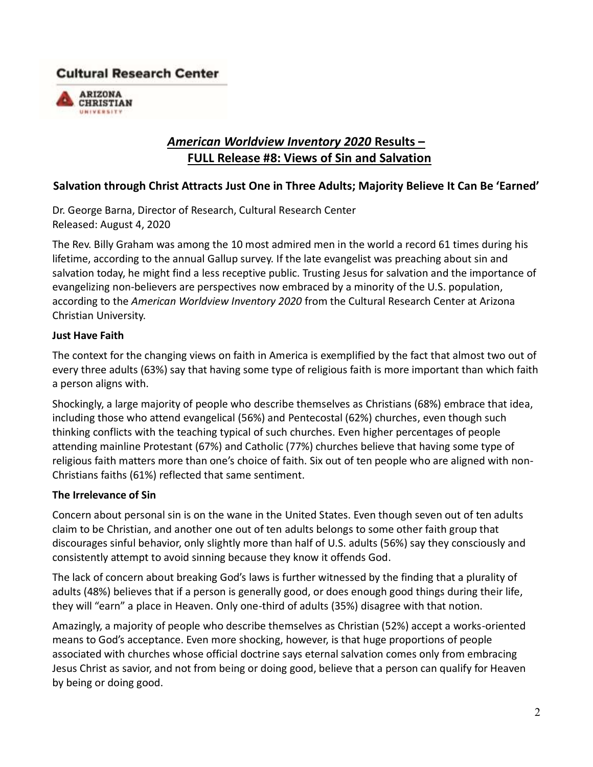**Cultural Research Center**

**ARIZONA CHRISTIAN UNIVERSITY**

## *American Worldview Inventory 2020* Results – FULL Release #8: Views of Sin and Salvation

### Salvation through Christ Attracts Just One in Three Adults; Majority Believe It Can Be 'Earned'

Dr. George Barna, Director of Research, Cultural Research Center
Released: August 4, 2020

The Rev. Billy Graham was among the 10 most admired men in the world a record 61 times during his lifetime, according to the annual Gallup survey. If the late evangelist was preaching about sin and salvation today, he might find a less receptive public. Trusting Jesus for salvation and the importance of evangelizing non-believers are perspectives now embraced by a minority of the U.S. population, according to the *American Worldview Inventory 2020* from the Cultural Research Center at Arizona Christian University.

**Just Have Faith**

The context for the changing views on faith in America is exemplified by the fact that almost two out of every three adults (63%) say that having some type of religious faith is more important than which faith a person aligns with.

Shockingly, a large majority of people who describe themselves as Christians (68%) embrace that idea, including those who attend evangelical (56%) and Pentecostal (62%) churches, even though such thinking conflicts with the teaching typical of such churches. Even higher percentages of people attending mainline Protestant (67%) and Catholic (77%) churches believe that having some type of religious faith matters more than one's choice of faith. Six out of ten people who are aligned with non-Christians faiths (61%) reflected that same sentiment.

**The Irrelevance of Sin**

Concern about personal sin is on the wane in the United States. Even though seven out of ten adults claim to be Christian, and another one out of ten adults belongs to some other faith group that discourages sinful behavior, only slightly more than half of U.S. adults (56%) say they consciously and consistently attempt to avoid sinning because they know it offends God.

The lack of concern about breaking God's laws is further witnessed by the finding that a plurality of adults (48%) believes that if a person is generally good, or does enough good things during their life, they will "earn" a place in Heaven. Only one-third of adults (35%) disagree with that notion.

Amazingly, a majority of people who describe themselves as Christian (52%) accept a works-oriented means to God's acceptance. Even more shocking, however, is that huge proportions of people associated with churches whose official doctrine says eternal salvation comes only from embracing Jesus Christ as savior, and not from being or doing good, believe that a person can qualify for Heaven by being or doing good.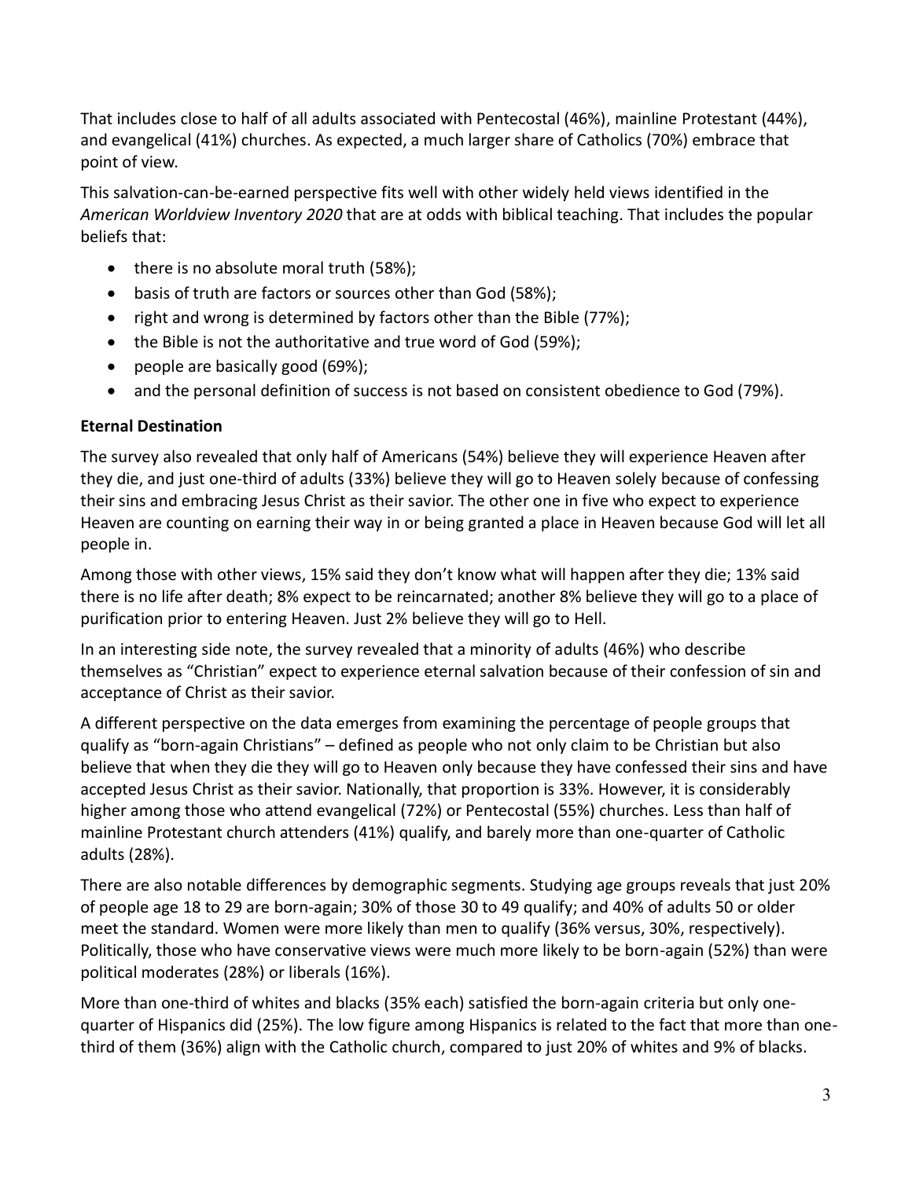That includes close to half of all adults associated with Pentecostal (46%), mainline Protestant (44%), and evangelical (41%) churches. As expected, a much larger share of Catholics (70%) embrace that point of view.

This salvation-can-be-earned perspective fits well with other widely held views identified in the *American Worldview Inventory 2020* that are at odds with biblical teaching. That includes the popular beliefs that:

- there is no absolute moral truth (58%);
- basis of truth are factors or sources other than God (58%);
- right and wrong is determined by factors other than the Bible (77%);
- the Bible is not the authoritative and true word of God (59%);
- people are basically good (69%);
- and the personal definition of success is not based on consistent obedience to God (79%).

**Eternal Destination**

The survey also revealed that only half of Americans (54%) believe they will experience Heaven after they die, and just one-third of adults (33%) believe they will go to Heaven solely because of confessing their sins and embracing Jesus Christ as their savior. The other one in five who expect to experience Heaven are counting on earning their way in or being granted a place in Heaven because God will let all people in.

Among those with other views, 15% said they don't know what will happen after they die; 13% said there is no life after death; 8% expect to be reincarnated; another 8% believe they will go to a place of purification prior to entering Heaven. Just 2% believe they will go to Hell.

In an interesting side note, the survey revealed that a minority of adults (46%) who describe themselves as "Christian" expect to experience eternal salvation because of their confession of sin and acceptance of Christ as their savior.

A different perspective on the data emerges from examining the percentage of people groups that qualify as "born-again Christians" – defined as people who not only claim to be Christian but also believe that when they die they will go to Heaven only because they have confessed their sins and have accepted Jesus Christ as their savior. Nationally, that proportion is 33%. However, it is considerably higher among those who attend evangelical (72%) or Pentecostal (55%) churches. Less than half of mainline Protestant church attenders (41%) qualify, and barely more than one-quarter of Catholic adults (28%).

There are also notable differences by demographic segments. Studying age groups reveals that just 20% of people age 18 to 29 are born-again; 30% of those 30 to 49 qualify; and 40% of adults 50 or older meet the standard. Women were more likely than men to qualify (36% versus, 30%, respectively). Politically, those who have conservative views were much more likely to be born-again (52%) than were political moderates (28%) or liberals (16%).

More than one-third of whites and blacks (35% each) satisfied the born-again criteria but only one-quarter of Hispanics did (25%). The low figure among Hispanics is related to the fact that more than one-third of them (36%) align with the Catholic church, compared to just 20% of whites and 9% of blacks.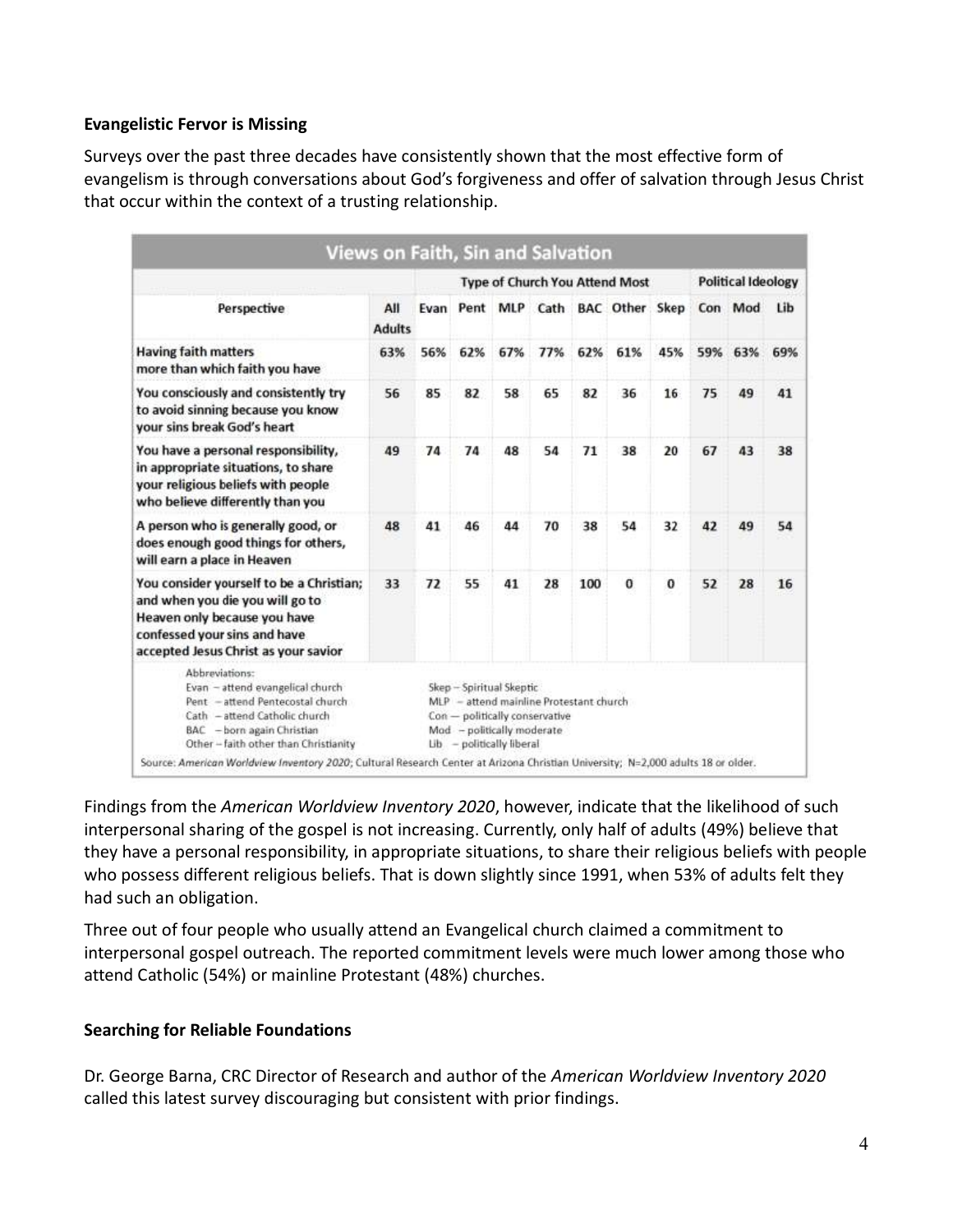**Evangelistic Fervor is Missing**

Surveys over the past three decades have consistently shown that the most effective form of evangelism is through conversations about God's forgiveness and offer of salvation through Jesus Christ that occur within the context of a trusting relationship.

**Views on Faith, Sin and Salvation**

| | | Type of Church You Attend Most | | | | | | | Political Ideology | | |
|---|---|---|---|---|---|---|---|---|---|---|---|
| Perspective | All Adults | Evan | Pent | MLP | Cath | BAC | Other | Skep | Con | Mod | Lib |
| Having faith matters more than which faith you have | 63% | 56% | 62% | 67% | 77% | 62% | 61% | 45% | 59% | 63% | 69% |
| You consciously and consistently try to avoid sinning because you know your sins break God's heart | 56 | 85 | 82 | 58 | 65 | 82 | 36 | 16 | 75 | 49 | 41 |
| You have a personal responsibility, in appropriate situations, to share your religious beliefs with people who believe differently than you | 49 | 74 | 74 | 48 | 54 | 71 | 38 | 20 | 67 | 43 | 38 |
| A person who is generally good, or does enough good things for others, will earn a place in Heaven | 48 | 41 | 46 | 44 | 70 | 38 | 54 | 32 | 42 | 49 | 54 |
| You consider yourself to be a Christian; and when you die you will go to Heaven only because you have confessed your sins and have accepted Jesus Christ as your savior | 33 | 72 | 55 | 41 | 28 | 100 | 0 | 0 | 52 | 28 | 16 |

Abbreviations:
Evan – attend evangelical church
Pent – attend Pentecostal church
Cath – attend Catholic church
BAC – born again Christian
Other – faith other than Christianity
Skep – Spiritual Skeptic
MLP – attend mainline Protestant church
Con – politically conservative
Mod – politically moderate
Lib – politically liberal

Source: *American Worldview Inventory 2020*; Cultural Research Center at Arizona Christian University; N=2,000 adults 18 or older.

Findings from the *American Worldview Inventory 2020*, however, indicate that the likelihood of such interpersonal sharing of the gospel is not increasing. Currently, only half of adults (49%) believe that they have a personal responsibility, in appropriate situations, to share their religious beliefs with people who possess different religious beliefs. That is down slightly since 1991, when 53% of adults felt they had such an obligation.

Three out of four people who usually attend an Evangelical church claimed a commitment to interpersonal gospel outreach. The reported commitment levels were much lower among those who attend Catholic (54%) or mainline Protestant (48%) churches.

**Searching for Reliable Foundations**

Dr. George Barna, CRC Director of Research and author of the *American Worldview Inventory 2020* called this latest survey discouraging but consistent with prior findings.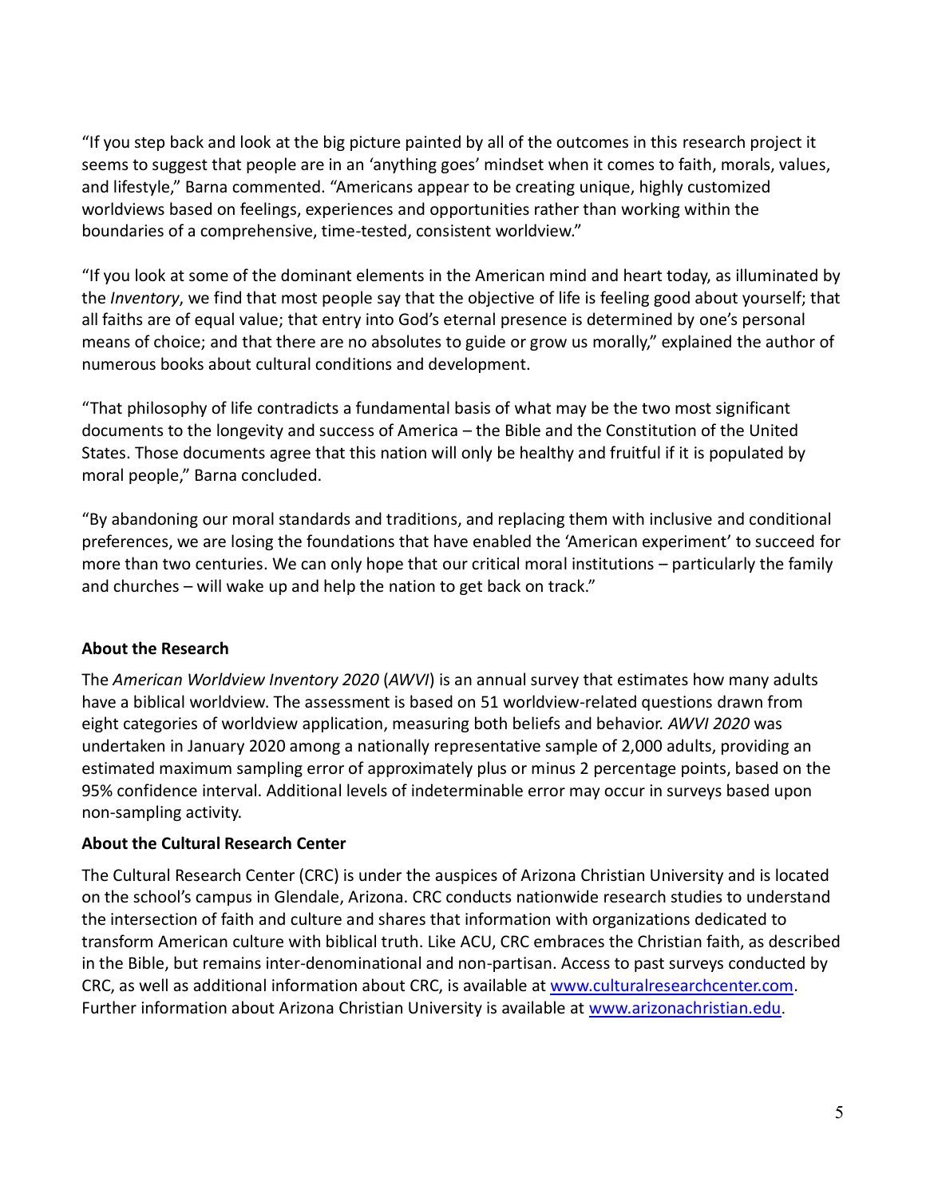"If you step back and look at the big picture painted by all of the outcomes in this research project it seems to suggest that people are in an 'anything goes' mindset when it comes to faith, morals, values, and lifestyle," Barna commented. "Americans appear to be creating unique, highly customized worldviews based on feelings, experiences and opportunities rather than working within the boundaries of a comprehensive, time-tested, consistent worldview."

"If you look at some of the dominant elements in the American mind and heart today, as illuminated by the *Inventory*, we find that most people say that the objective of life is feeling good about yourself; that all faiths are of equal value; that entry into God's eternal presence is determined by one's personal means of choice; and that there are no absolutes to guide or grow us morally," explained the author of numerous books about cultural conditions and development.

"That philosophy of life contradicts a fundamental basis of what may be the two most significant documents to the longevity and success of America – the Bible and the Constitution of the United States. Those documents agree that this nation will only be healthy and fruitful if it is populated by moral people," Barna concluded.

"By abandoning our moral standards and traditions, and replacing them with inclusive and conditional preferences, we are losing the foundations that have enabled the 'American experiment' to succeed for more than two centuries. We can only hope that our critical moral institutions – particularly the family and churches – will wake up and help the nation to get back on track."

**About the Research**

The *American Worldview Inventory 2020* (*AWVI*) is an annual survey that estimates how many adults have a biblical worldview. The assessment is based on 51 worldview-related questions drawn from eight categories of worldview application, measuring both beliefs and behavior. *AWVI 2020* was undertaken in January 2020 among a nationally representative sample of 2,000 adults, providing an estimated maximum sampling error of approximately plus or minus 2 percentage points, based on the 95% confidence interval. Additional levels of indeterminable error may occur in surveys based upon non-sampling activity.

**About the Cultural Research Center**

The Cultural Research Center (CRC) is under the auspices of Arizona Christian University and is located on the school's campus in Glendale, Arizona. CRC conducts nationwide research studies to understand the intersection of faith and culture and shares that information with organizations dedicated to transform American culture with biblical truth. Like ACU, CRC embraces the Christian faith, as described in the Bible, but remains inter-denominational and non-partisan. Access to past surveys conducted by CRC, as well as additional information about CRC, is available at [www.culturalresearchcenter.com](http://www.culturalresearchcenter.com). Further information about Arizona Christian University is available at [www.arizonachristian.edu](http://www.arizonachristian.edu).